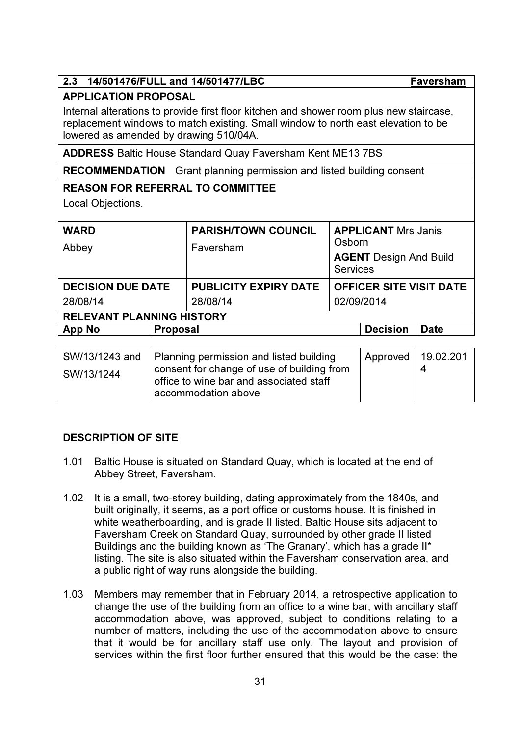| 2.3 14/501476/FULL and 14/501477/LBC | | | | Faversham |
|---|---|---|---|---|
| **APPLICATION PROPOSAL**<br>Internal alterations to provide first floor kitchen and shower room plus new staircase, replacement windows to match existing. Small window to north east elevation to be lowered as amended by drawing 510/04A. | | | | |
| **ADDRESS** Baltic House Standard Quay Faversham Kent ME13 7BS | | | | |
| **RECOMMENDATION** Grant planning permission and listed building consent | | | | |
| **REASON FOR REFERRAL TO COMMITTEE**<br>Local Objections. | | | | |
| **WARD**<br>Abbey | **PARISH/TOWN COUNCIL**<br>Faversham | **APPLICANT** Mrs Janis Osborn<br>**AGENT** Design And Build Services | | |
| **DECISION DUE DATE**<br>28/08/14 | **PUBLICITY EXPIRY DATE**<br>28/08/14 | **OFFICER SITE VISIT DATE**<br>02/09/2014 | | |
| **RELEVANT PLANNING HISTORY** | | | | |

| App No | Proposal | Decision | Date |
|---|---|---|---|
| SW/13/1243 and SW/13/1244 | Planning permission and listed building consent for change of use of building from office to wine bar and associated staff accommodation above | Approved | 19.02.2014 |

## DESCRIPTION OF SITE

1.01 Baltic House is situated on Standard Quay, which is located at the end of Abbey Street, Faversham.

1.02 It is a small, two-storey building, dating approximately from the 1840s, and built originally, it seems, as a port office or customs house. It is finished in white weatherboarding, and is grade II listed. Baltic House sits adjacent to Faversham Creek on Standard Quay, surrounded by other grade II listed Buildings and the building known as 'The Granary', which has a grade II* listing. The site is also situated within the Faversham conservation area, and a public right of way runs alongside the building.

1.03 Members may remember that in February 2014, a retrospective application to change the use of the building from an office to a wine bar, with ancillary staff accommodation above, was approved, subject to conditions relating to a number of matters, including the use of the accommodation above to ensure that it would be for ancillary staff use only. The layout and provision of services within the first floor further ensured that this would be the case: the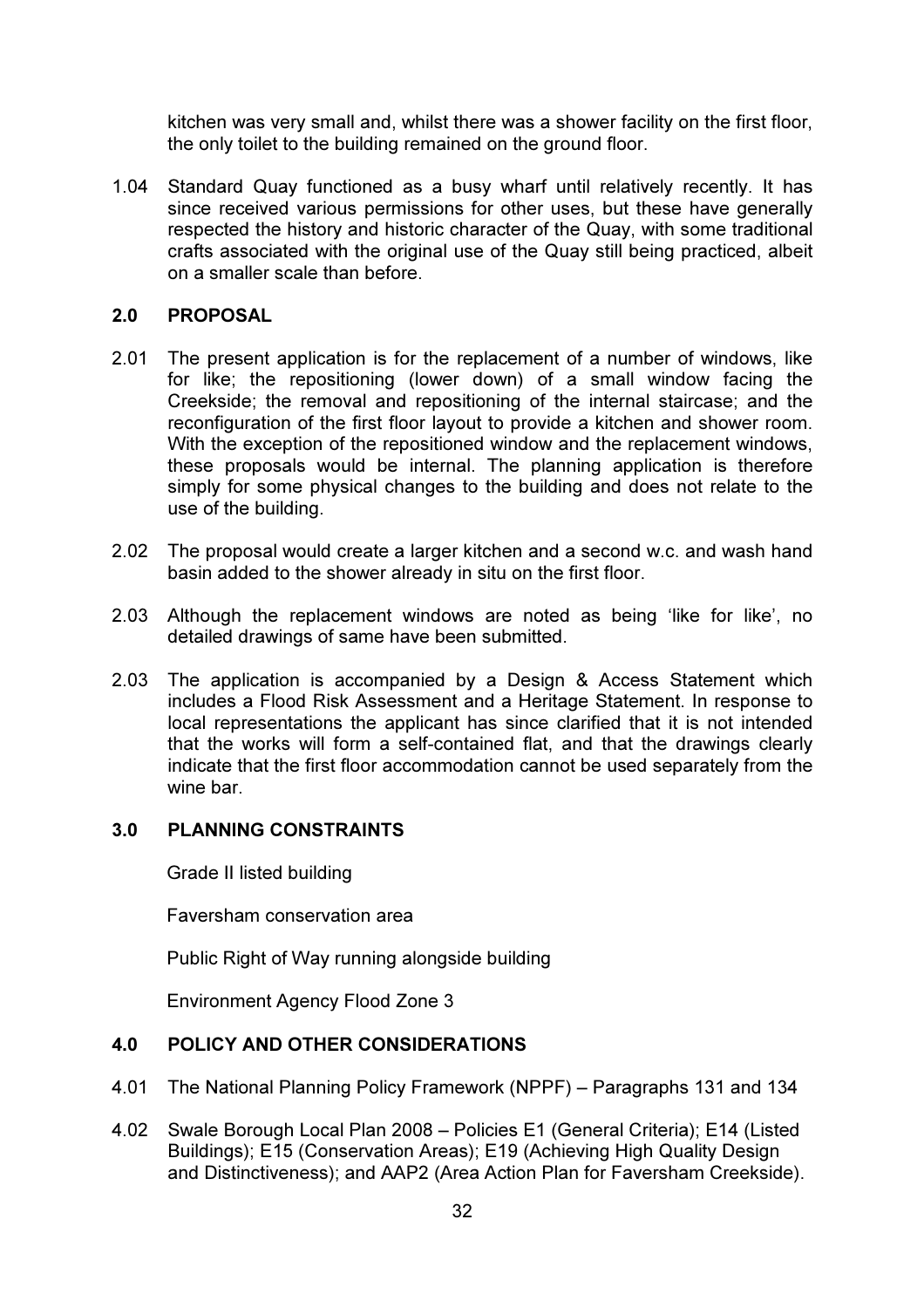kitchen was very small and, whilst there was a shower facility on the first floor, the only toilet to the building remained on the ground floor.

1.04 Standard Quay functioned as a busy wharf until relatively recently. It has since received various permissions for other uses, but these have generally respected the history and historic character of the Quay, with some traditional crafts associated with the original use of the Quay still being practiced, albeit on a smaller scale than before.

## 2.0 PROPOSAL

2.01 The present application is for the replacement of a number of windows, like for like; the repositioning (lower down) of a small window facing the Creekside; the removal and repositioning of the internal staircase; and the reconfiguration of the first floor layout to provide a kitchen and shower room. With the exception of the repositioned window and the replacement windows, these proposals would be internal. The planning application is therefore simply for some physical changes to the building and does not relate to the use of the building.

2.02 The proposal would create a larger kitchen and a second w.c. and wash hand basin added to the shower already in situ on the first floor.

2.03 Although the replacement windows are noted as being 'like for like', no detailed drawings of same have been submitted.

2.03 The application is accompanied by a Design & Access Statement which includes a Flood Risk Assessment and a Heritage Statement. In response to local representations the applicant has since clarified that it is not intended that the works will form a self-contained flat, and that the drawings clearly indicate that the first floor accommodation cannot be used separately from the wine bar.

## 3.0 PLANNING CONSTRAINTS

Grade II listed building

Faversham conservation area

Public Right of Way running alongside building

Environment Agency Flood Zone 3

## 4.0 POLICY AND OTHER CONSIDERATIONS

4.01 The National Planning Policy Framework (NPPF) – Paragraphs 131 and 134

4.02 Swale Borough Local Plan 2008 – Policies E1 (General Criteria); E14 (Listed Buildings); E15 (Conservation Areas); E19 (Achieving High Quality Design and Distinctiveness); and AAP2 (Area Action Plan for Faversham Creekside).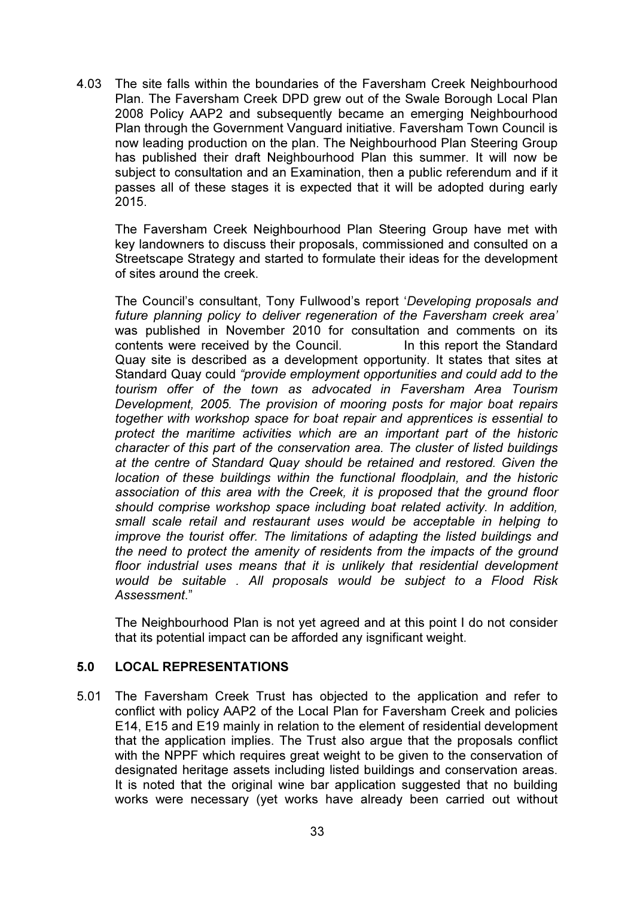4.03 The site falls within the boundaries of the Faversham Creek Neighbourhood Plan. The Faversham Creek DPD grew out of the Swale Borough Local Plan 2008 Policy AAP2 and subsequently became an emerging Neighbourhood Plan through the Government Vanguard initiative. Faversham Town Council is now leading production on the plan. The Neighbourhood Plan Steering Group has published their draft Neighbourhood Plan this summer. It will now be subject to consultation and an Examination, then a public referendum and if it passes all of these stages it is expected that it will be adopted during early 2015.

The Faversham Creek Neighbourhood Plan Steering Group have met with key landowners to discuss their proposals, commissioned and consulted on a Streetscape Strategy and started to formulate their ideas for the development of sites around the creek.

The Council's consultant, Tony Fullwood's report '*Developing proposals and future planning policy to deliver regeneration of the Faversham creek area*' was published in November 2010 for consultation and comments on its contents were received by the Council. In this report the Standard Quay site is described as a development opportunity. It states that sites at Standard Quay could *"provide employment opportunities and could add to the tourism offer of the town as advocated in Faversham Area Tourism Development, 2005. The provision of mooring posts for major boat repairs together with workshop space for boat repair and apprentices is essential to protect the maritime activities which are an important part of the historic character of this part of the conservation area. The cluster of listed buildings at the centre of Standard Quay should be retained and restored. Given the location of these buildings within the functional floodplain, and the historic association of this area with the Creek, it is proposed that the ground floor should comprise workshop space including boat related activity. In addition, small scale retail and restaurant uses would be acceptable in helping to improve the tourist offer. The limitations of adapting the listed buildings and the need to protect the amenity of residents from the impacts of the ground floor industrial uses means that it is unlikely that residential development would be suitable . All proposals would be subject to a Flood Risk Assessment*."

The Neighbourhood Plan is not yet agreed and at this point I do not consider that its potential impact can be afforded any isgnificant weight.

## 5.0 LOCAL REPRESENTATIONS

5.01 The Faversham Creek Trust has objected to the application and refer to conflict with policy AAP2 of the Local Plan for Faversham Creek and policies E14, E15 and E19 mainly in relation to the element of residential development that the application implies. The Trust also argue that the proposals conflict with the NPPF which requires great weight to be given to the conservation of designated heritage assets including listed buildings and conservation areas. It is noted that the original wine bar application suggested that no building works were necessary (yet works have already been carried out without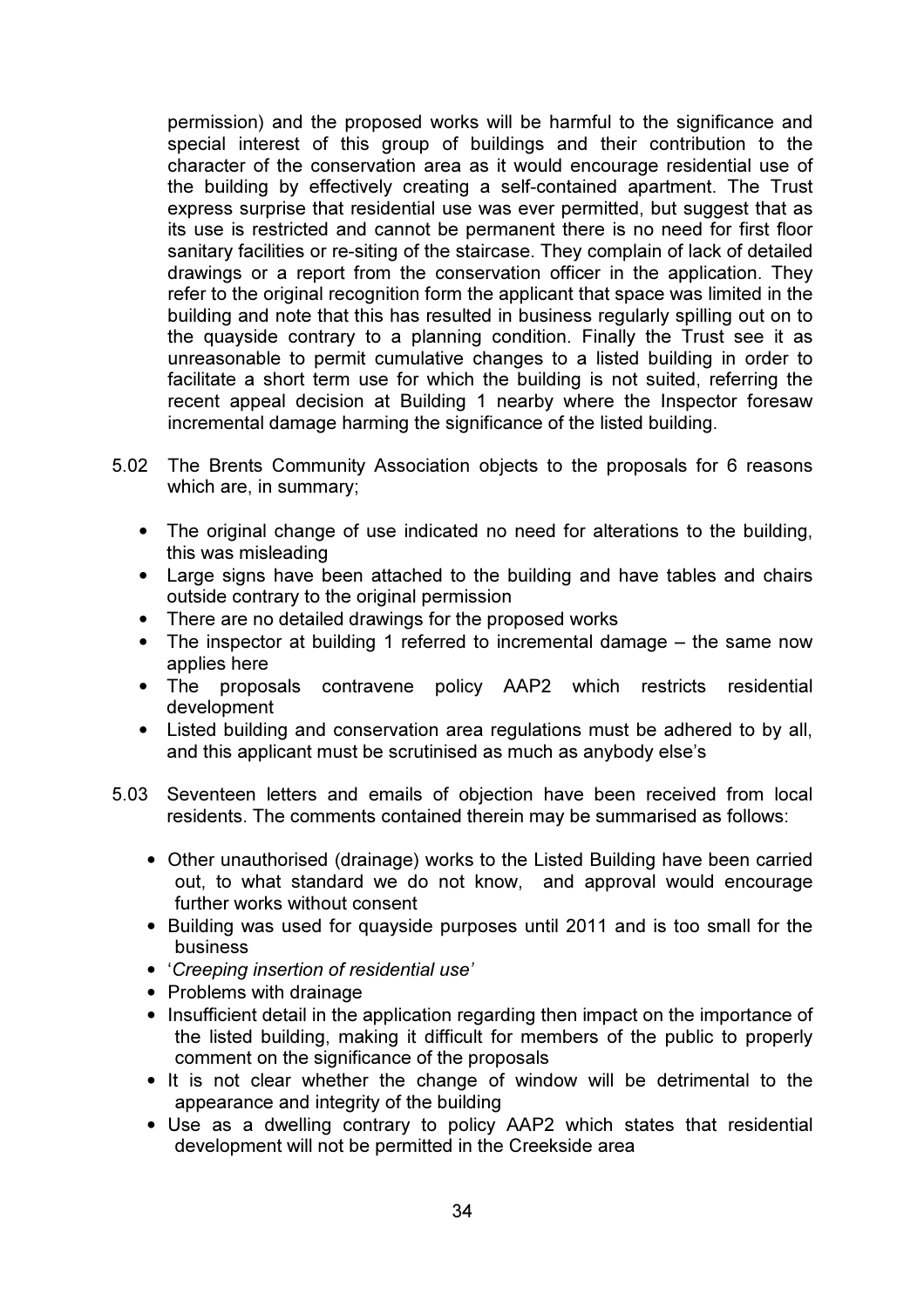permission) and the proposed works will be harmful to the significance and special interest of this group of buildings and their contribution to the character of the conservation area as it would encourage residential use of the building by effectively creating a self-contained apartment. The Trust express surprise that residential use was ever permitted, but suggest that as its use is restricted and cannot be permanent there is no need for first floor sanitary facilities or re-siting of the staircase. They complain of lack of detailed drawings or a report from the conservation officer in the application. They refer to the original recognition form the applicant that space was limited in the building and note that this has resulted in business regularly spilling out on to the quayside contrary to a planning condition. Finally the Trust see it as unreasonable to permit cumulative changes to a listed building in order to facilitate a short term use for which the building is not suited, referring the recent appeal decision at Building 1 nearby where the Inspector foresaw incremental damage harming the significance of the listed building.

5.02 The Brents Community Association objects to the proposals for 6 reasons which are, in summary;

- The original change of use indicated no need for alterations to the building, this was misleading
- Large signs have been attached to the building and have tables and chairs outside contrary to the original permission
- There are no detailed drawings for the proposed works
- The inspector at building 1 referred to incremental damage – the same now applies here
- The proposals contravene policy AAP2 which restricts residential development
- Listed building and conservation area regulations must be adhered to by all, and this applicant must be scrutinised as much as anybody else's

5.03 Seventeen letters and emails of objection have been received from local residents. The comments contained therein may be summarised as follows:

- Other unauthorised (drainage) works to the Listed Building have been carried out, to what standard we do not know, and approval would encourage further works without consent
- Building was used for quayside purposes until 2011 and is too small for the business
- '*Creeping insertion of residential use'*
- Problems with drainage
- Insufficient detail in the application regarding then impact on the importance of the listed building, making it difficult for members of the public to properly comment on the significance of the proposals
- It is not clear whether the change of window will be detrimental to the appearance and integrity of the building
- Use as a dwelling contrary to policy AAP2 which states that residential development will not be permitted in the Creekside area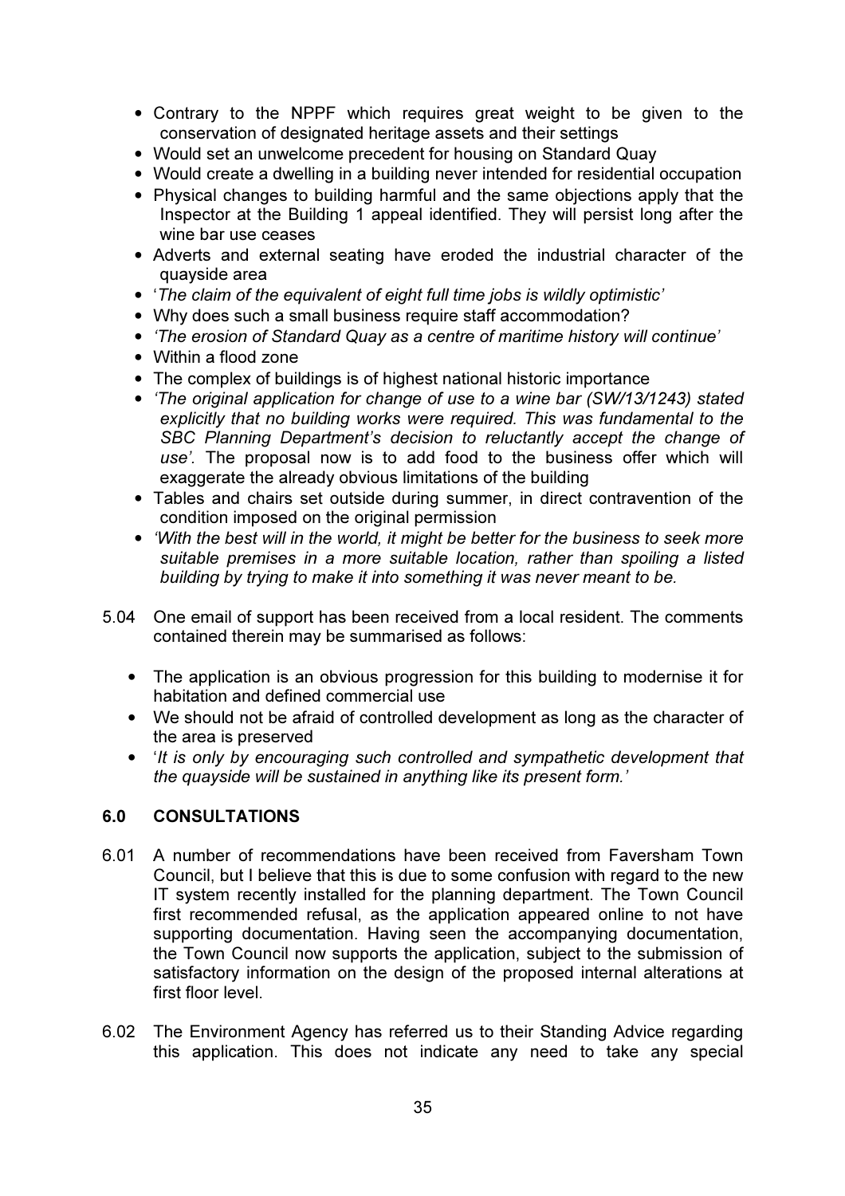- Contrary to the NPPF which requires great weight to be given to the conservation of designated heritage assets and their settings
- Would set an unwelcome precedent for housing on Standard Quay
- Would create a dwelling in a building never intended for residential occupation
- Physical changes to building harmful and the same objections apply that the Inspector at the Building 1 appeal identified. They will persist long after the wine bar use ceases
- Adverts and external seating have eroded the industrial character of the quayside area
- '*The claim of the equivalent of eight full time jobs is wildly optimistic*'
- Why does such a small business require staff accommodation?
- *'The erosion of Standard Quay as a centre of maritime history will continue'*
- Within a flood zone
- The complex of buildings is of highest national historic importance
- *'The original application for change of use to a wine bar (SW/13/1243) stated explicitly that no building works were required. This was fundamental to the SBC Planning Department's decision to reluctantly accept the change of use'*. The proposal now is to add food to the business offer which will exaggerate the already obvious limitations of the building
- Tables and chairs set outside during summer, in direct contravention of the condition imposed on the original permission
- *'With the best will in the world, it might be better for the business to seek more suitable premises in a more suitable location, rather than spoiling a listed building by trying to make it into something it was never meant to be.*

5.04 One email of support has been received from a local resident. The comments contained therein may be summarised as follows:

- The application is an obvious progression for this building to modernise it for habitation and defined commercial use
- We should not be afraid of controlled development as long as the character of the area is preserved
- '*It is only by encouraging such controlled and sympathetic development that the quayside will be sustained in anything like its present form.*'

## 6.0 CONSULTATIONS

6.01 A number of recommendations have been received from Faversham Town Council, but I believe that this is due to some confusion with regard to the new IT system recently installed for the planning department. The Town Council first recommended refusal, as the application appeared online to not have supporting documentation. Having seen the accompanying documentation, the Town Council now supports the application, subject to the submission of satisfactory information on the design of the proposed internal alterations at first floor level.

6.02 The Environment Agency has referred us to their Standing Advice regarding this application. This does not indicate any need to take any special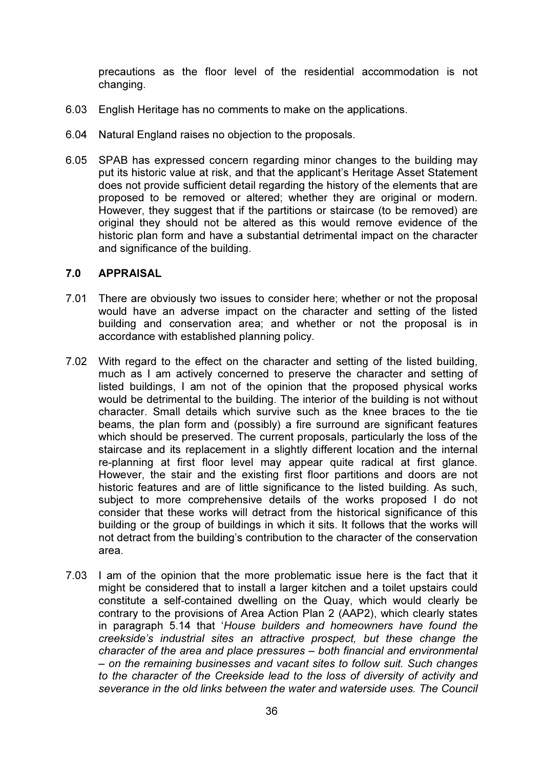precautions as the floor level of the residential accommodation is not changing.

6.03 English Heritage has no comments to make on the applications.

6.04 Natural England raises no objection to the proposals.

6.05 SPAB has expressed concern regarding minor changes to the building may put its historic value at risk, and that the applicant's Heritage Asset Statement does not provide sufficient detail regarding the history of the elements that are proposed to be removed or altered; whether they are original or modern. However, they suggest that if the partitions or staircase (to be removed) are original they should not be altered as this would remove evidence of the historic plan form and have a substantial detrimental impact on the character and significance of the building.

## 7.0 APPRAISAL

7.01 There are obviously two issues to consider here; whether or not the proposal would have an adverse impact on the character and setting of the listed building and conservation area; and whether or not the proposal is in accordance with established planning policy.

7.02 With regard to the effect on the character and setting of the listed building, much as I am actively concerned to preserve the character and setting of listed buildings, I am not of the opinion that the proposed physical works would be detrimental to the building. The interior of the building is not without character. Small details which survive such as the knee braces to the tie beams, the plan form and (possibly) a fire surround are significant features which should be preserved. The current proposals, particularly the loss of the staircase and its replacement in a slightly different location and the internal re-planning at first floor level may appear quite radical at first glance. However, the stair and the existing first floor partitions and doors are not historic features and are of little significance to the listed building. As such, subject to more comprehensive details of the works proposed I do not consider that these works will detract from the historical significance of this building or the group of buildings in which it sits. It follows that the works will not detract from the building's contribution to the character of the conservation area.

7.03 I am of the opinion that the more problematic issue here is the fact that it might be considered that to install a larger kitchen and a toilet upstairs could constitute a self-contained dwelling on the Quay, which would clearly be contrary to the provisions of Area Action Plan 2 (AAP2), which clearly states in paragraph 5.14 that '*House builders and homeowners have found the creekside's industrial sites an attractive prospect, but these change the character of the area and place pressures – both financial and environmental – on the remaining businesses and vacant sites to follow suit. Such changes to the character of the Creekside lead to the loss of diversity of activity and severance in the old links between the water and waterside uses. The Council*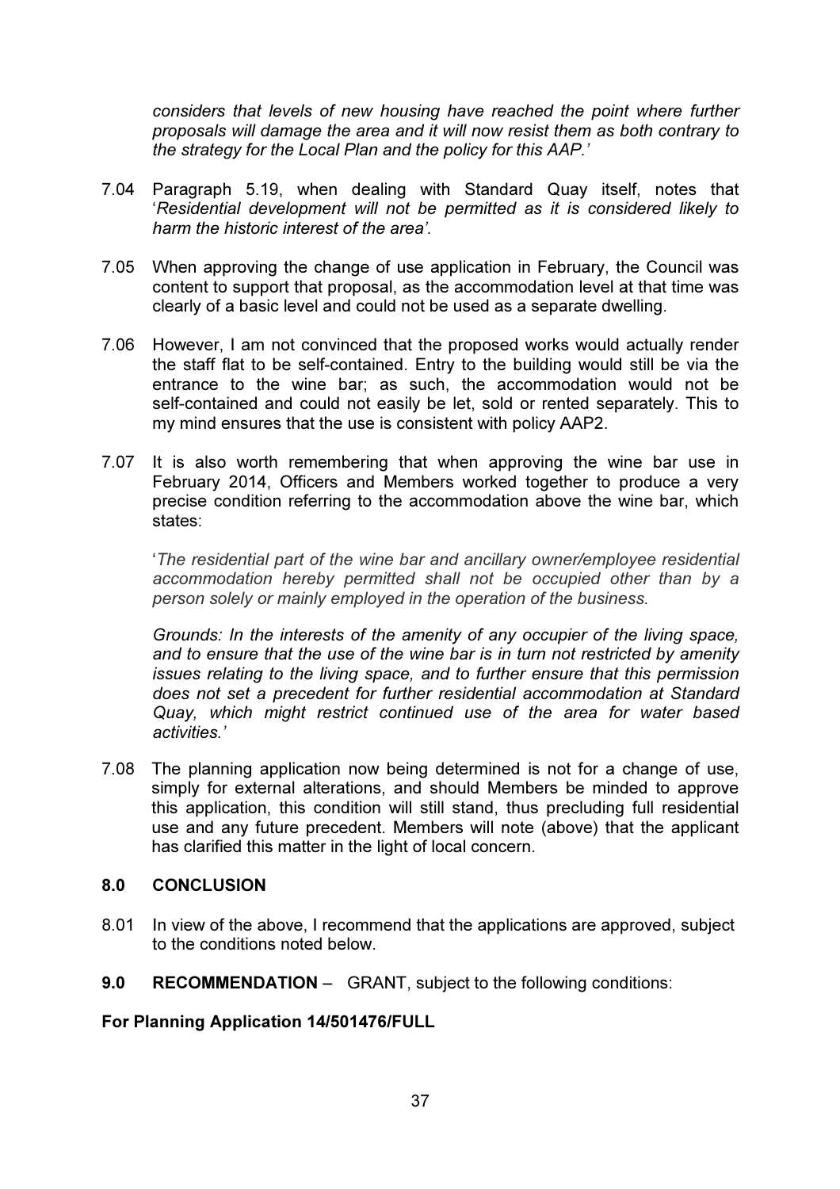*considers that levels of new housing have reached the point where further proposals will damage the area and it will now resist them as both contrary to the strategy for the Local Plan and the policy for this AAP.'*

7.04 Paragraph 5.19, when dealing with Standard Quay itself, notes that '*Residential development will not be permitted as it is considered likely to harm the historic interest of the area'*.

7.05 When approving the change of use application in February, the Council was content to support that proposal, as the accommodation level at that time was clearly of a basic level and could not be used as a separate dwelling.

7.06 However, I am not convinced that the proposed works would actually render the staff flat to be self-contained. Entry to the building would still be via the entrance to the wine bar; as such, the accommodation would not be self-contained and could not easily be let, sold or rented separately. This to my mind ensures that the use is consistent with policy AAP2.

7.07 It is also worth remembering that when approving the wine bar use in February 2014, Officers and Members worked together to produce a very precise condition referring to the accommodation above the wine bar, which states:

'*The residential part of the wine bar and ancillary owner/employee residential accommodation hereby permitted shall not be occupied other than by a person solely or mainly employed in the operation of the business.*

*Grounds: In the interests of the amenity of any occupier of the living space, and to ensure that the use of the wine bar is in turn not restricted by amenity issues relating to the living space, and to further ensure that this permission does not set a precedent for further residential accommodation at Standard Quay, which might restrict continued use of the area for water based activities.'*

7.08 The planning application now being determined is not for a change of use, simply for external alterations, and should Members be minded to approve this application, this condition will still stand, thus precluding full residential use and any future precedent. Members will note (above) that the applicant has clarified this matter in the light of local concern.

## 8.0 CONCLUSION

8.01 In view of the above, I recommend that the applications are approved, subject to the conditions noted below.

## 9.0 RECOMMENDATION – GRANT, subject to the following conditions:

**For Planning Application 14/501476/FULL**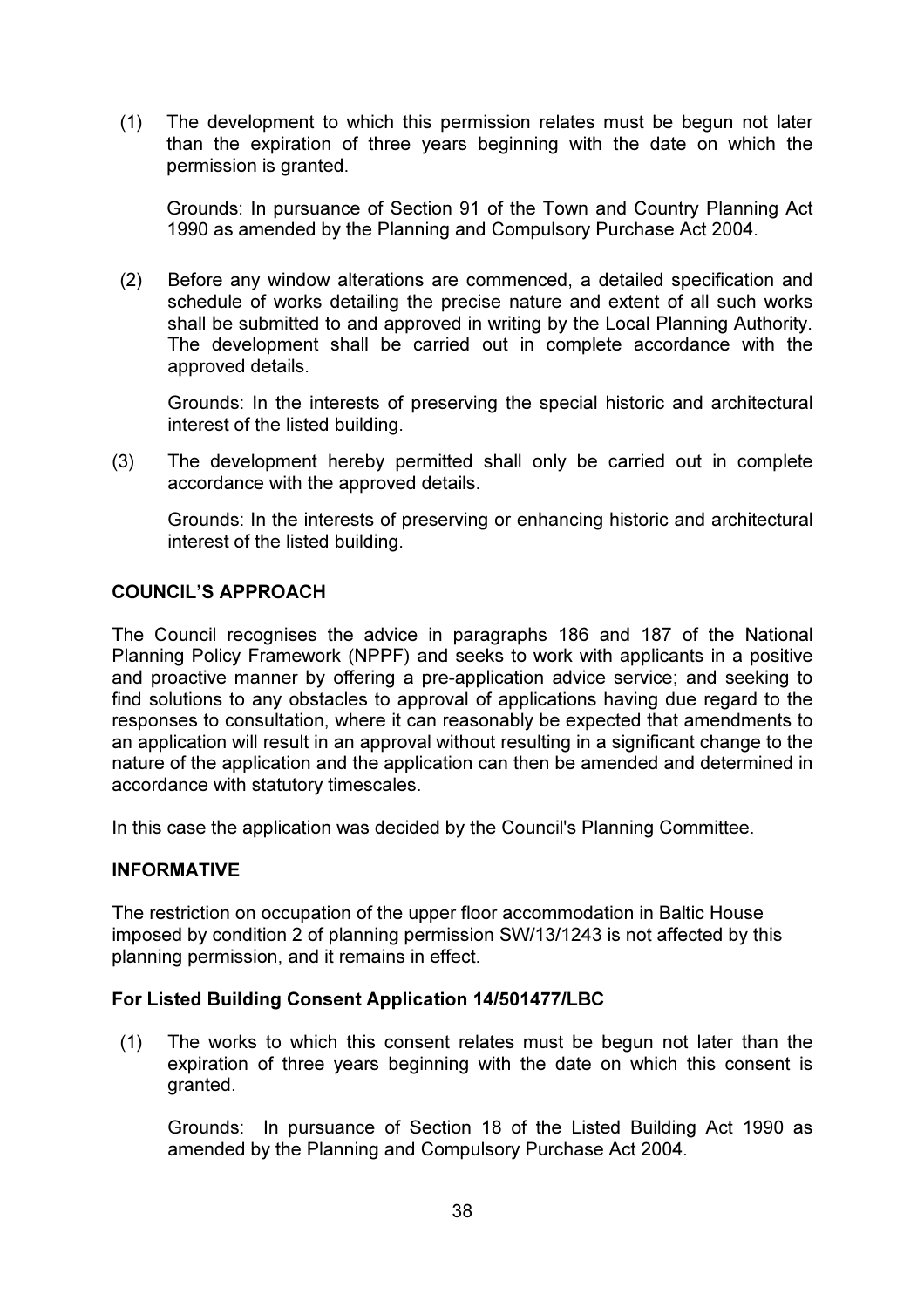(1) The development to which this permission relates must be begun not later than the expiration of three years beginning with the date on which the permission is granted.

Grounds: In pursuance of Section 91 of the Town and Country Planning Act 1990 as amended by the Planning and Compulsory Purchase Act 2004.

(2) Before any window alterations are commenced, a detailed specification and schedule of works detailing the precise nature and extent of all such works shall be submitted to and approved in writing by the Local Planning Authority. The development shall be carried out in complete accordance with the approved details.

Grounds: In the interests of preserving the special historic and architectural interest of the listed building.

(3) The development hereby permitted shall only be carried out in complete accordance with the approved details.

Grounds: In the interests of preserving or enhancing historic and architectural interest of the listed building.

**COUNCIL'S APPROACH**

The Council recognises the advice in paragraphs 186 and 187 of the National Planning Policy Framework (NPPF) and seeks to work with applicants in a positive and proactive manner by offering a pre-application advice service; and seeking to find solutions to any obstacles to approval of applications having due regard to the responses to consultation, where it can reasonably be expected that amendments to an application will result in an approval without resulting in a significant change to the nature of the application and the application can then be amended and determined in accordance with statutory timescales.

In this case the application was decided by the Council's Planning Committee.

**INFORMATIVE**

The restriction on occupation of the upper floor accommodation in Baltic House imposed by condition 2 of planning permission SW/13/1243 is not affected by this planning permission, and it remains in effect.

**For Listed Building Consent Application 14/501477/LBC**

(1) The works to which this consent relates must be begun not later than the expiration of three years beginning with the date on which this consent is granted.

Grounds: In pursuance of Section 18 of the Listed Building Act 1990 as amended by the Planning and Compulsory Purchase Act 2004.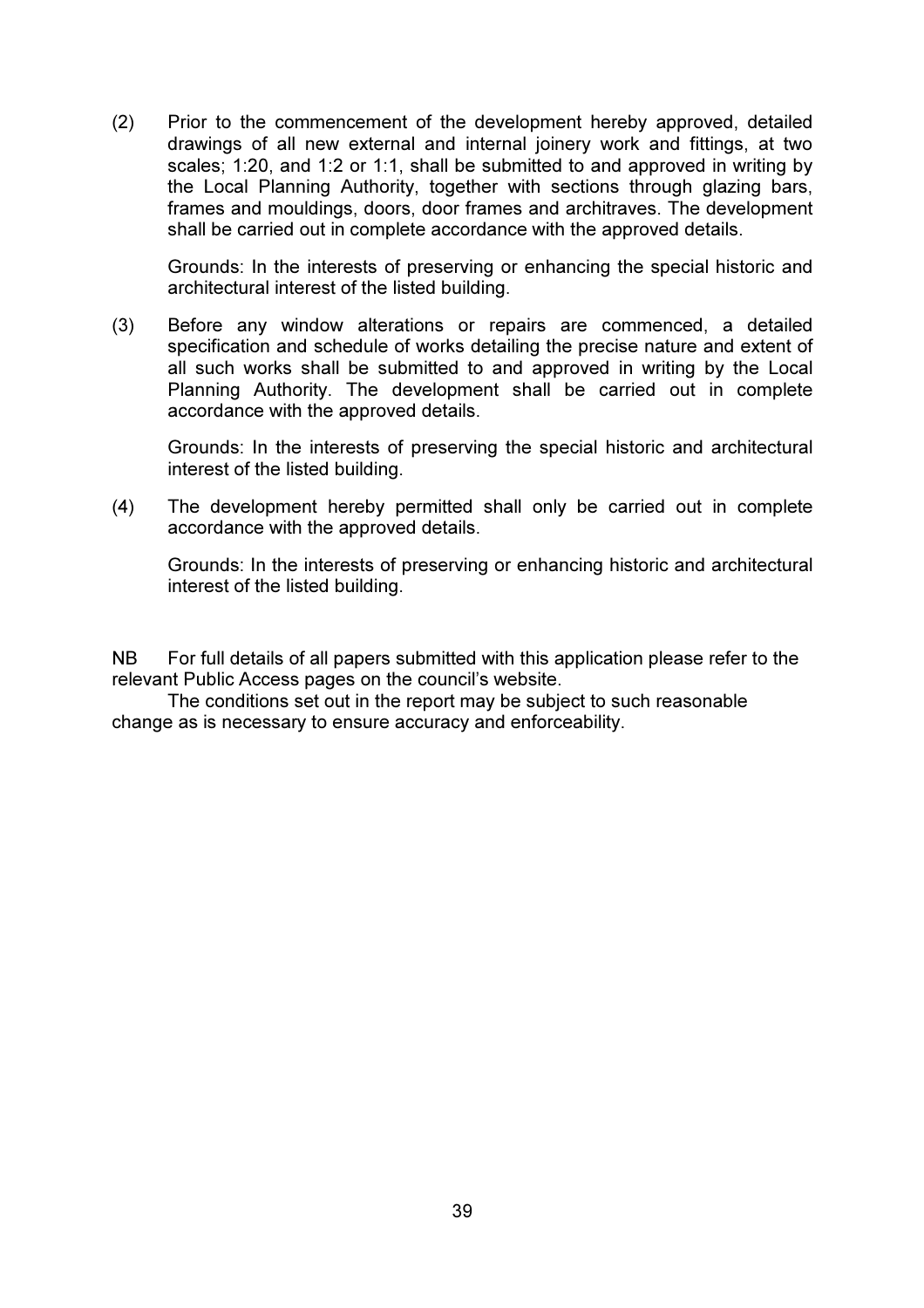(2) Prior to the commencement of the development hereby approved, detailed drawings of all new external and internal joinery work and fittings, at two scales; 1:20, and 1:2 or 1:1, shall be submitted to and approved in writing by the Local Planning Authority, together with sections through glazing bars, frames and mouldings, doors, door frames and architraves. The development shall be carried out in complete accordance with the approved details.

Grounds: In the interests of preserving or enhancing the special historic and architectural interest of the listed building.

(3) Before any window alterations or repairs are commenced, a detailed specification and schedule of works detailing the precise nature and extent of all such works shall be submitted to and approved in writing by the Local Planning Authority. The development shall be carried out in complete accordance with the approved details.

Grounds: In the interests of preserving the special historic and architectural interest of the listed building.

(4) The development hereby permitted shall only be carried out in complete accordance with the approved details.

Grounds: In the interests of preserving or enhancing historic and architectural interest of the listed building.

NB For full details of all papers submitted with this application please refer to the relevant Public Access pages on the council's website.

The conditions set out in the report may be subject to such reasonable change as is necessary to ensure accuracy and enforceability.